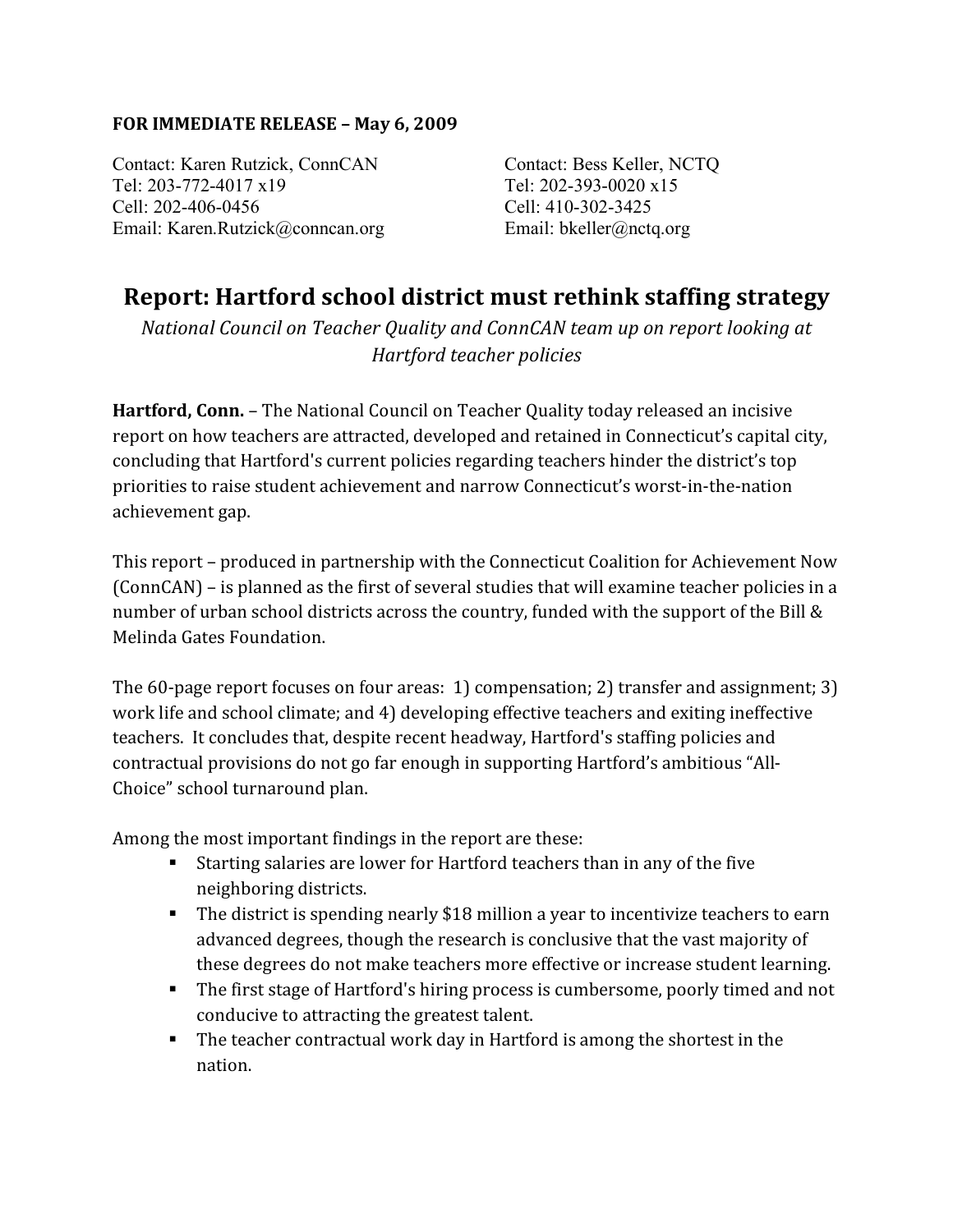**FOR IMMEDIATE RELEASE – May 6, 2009**

Contact: Karen Rutzick, ConnCAN
Tel: 203-772-4017 x19
Cell: 202-406-0456
Email: Karen.Rutzick@conncan.org

Contact: Bess Keller, NCTQ
Tel: 202-393-0020 x15
Cell: 410-302-3425
Email: bkeller@nctq.org

# Report: Hartford school district must rethink staffing strategy

*National Council on Teacher Quality and ConnCAN team up on report looking at Hartford teacher policies*

**Hartford, Conn.** – The National Council on Teacher Quality today released an incisive report on how teachers are attracted, developed and retained in Connecticut's capital city, concluding that Hartford's current policies regarding teachers hinder the district's top priorities to raise student achievement and narrow Connecticut's worst-in-the-nation achievement gap.

This report – produced in partnership with the Connecticut Coalition for Achievement Now (ConnCAN) – is planned as the first of several studies that will examine teacher policies in a number of urban school districts across the country, funded with the support of the Bill & Melinda Gates Foundation.

The 60-page report focuses on four areas: 1) compensation; 2) transfer and assignment; 3) work life and school climate; and 4) developing effective teachers and exiting ineffective teachers. It concludes that, despite recent headway, Hartford's staffing policies and contractual provisions do not go far enough in supporting Hartford's ambitious "All-Choice" school turnaround plan.

Among the most important findings in the report are these:

- Starting salaries are lower for Hartford teachers than in any of the five neighboring districts.
- The district is spending nearly $18 million a year to incentivize teachers to earn advanced degrees, though the research is conclusive that the vast majority of these degrees do not make teachers more effective or increase student learning.
- The first stage of Hartford's hiring process is cumbersome, poorly timed and not conducive to attracting the greatest talent.
- The teacher contractual work day in Hartford is among the shortest in the nation.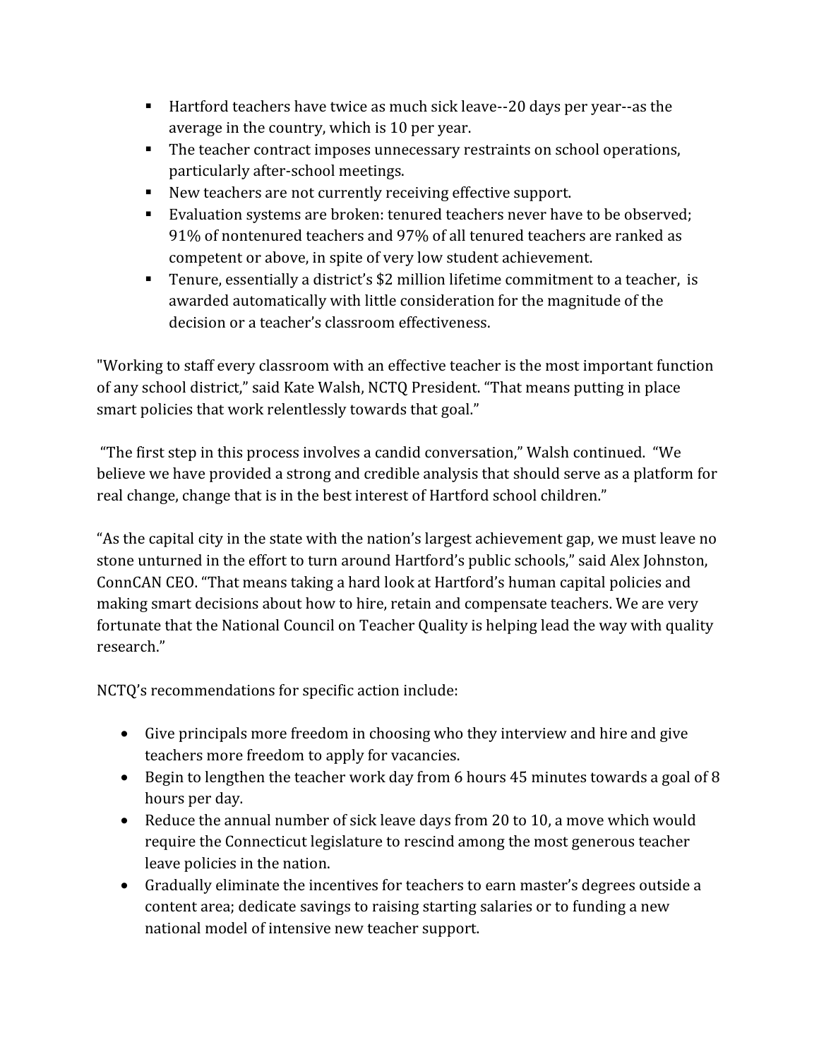- Hartford teachers have twice as much sick leave--20 days per year--as the average in the country, which is 10 per year.
- The teacher contract imposes unnecessary restraints on school operations, particularly after-school meetings.
- New teachers are not currently receiving effective support.
- Evaluation systems are broken: tenured teachers never have to be observed; 91% of nontenured teachers and 97% of all tenured teachers are ranked as competent or above, in spite of very low student achievement.
- Tenure, essentially a district's $2 million lifetime commitment to a teacher, is awarded automatically with little consideration for the magnitude of the decision or a teacher's classroom effectiveness.

"Working to staff every classroom with an effective teacher is the most important function of any school district," said Kate Walsh, NCTQ President. "That means putting in place smart policies that work relentlessly towards that goal."

"The first step in this process involves a candid conversation," Walsh continued. "We believe we have provided a strong and credible analysis that should serve as a platform for real change, change that is in the best interest of Hartford school children."

"As the capital city in the state with the nation's largest achievement gap, we must leave no stone unturned in the effort to turn around Hartford's public schools," said Alex Johnston, ConnCAN CEO. "That means taking a hard look at Hartford's human capital policies and making smart decisions about how to hire, retain and compensate teachers. We are very fortunate that the National Council on Teacher Quality is helping lead the way with quality research."

NCTQ's recommendations for specific action include:

- Give principals more freedom in choosing who they interview and hire and give teachers more freedom to apply for vacancies.
- Begin to lengthen the teacher work day from 6 hours 45 minutes towards a goal of 8 hours per day.
- Reduce the annual number of sick leave days from 20 to 10, a move which would require the Connecticut legislature to rescind among the most generous teacher leave policies in the nation.
- Gradually eliminate the incentives for teachers to earn master's degrees outside a content area; dedicate savings to raising starting salaries or to funding a new national model of intensive new teacher support.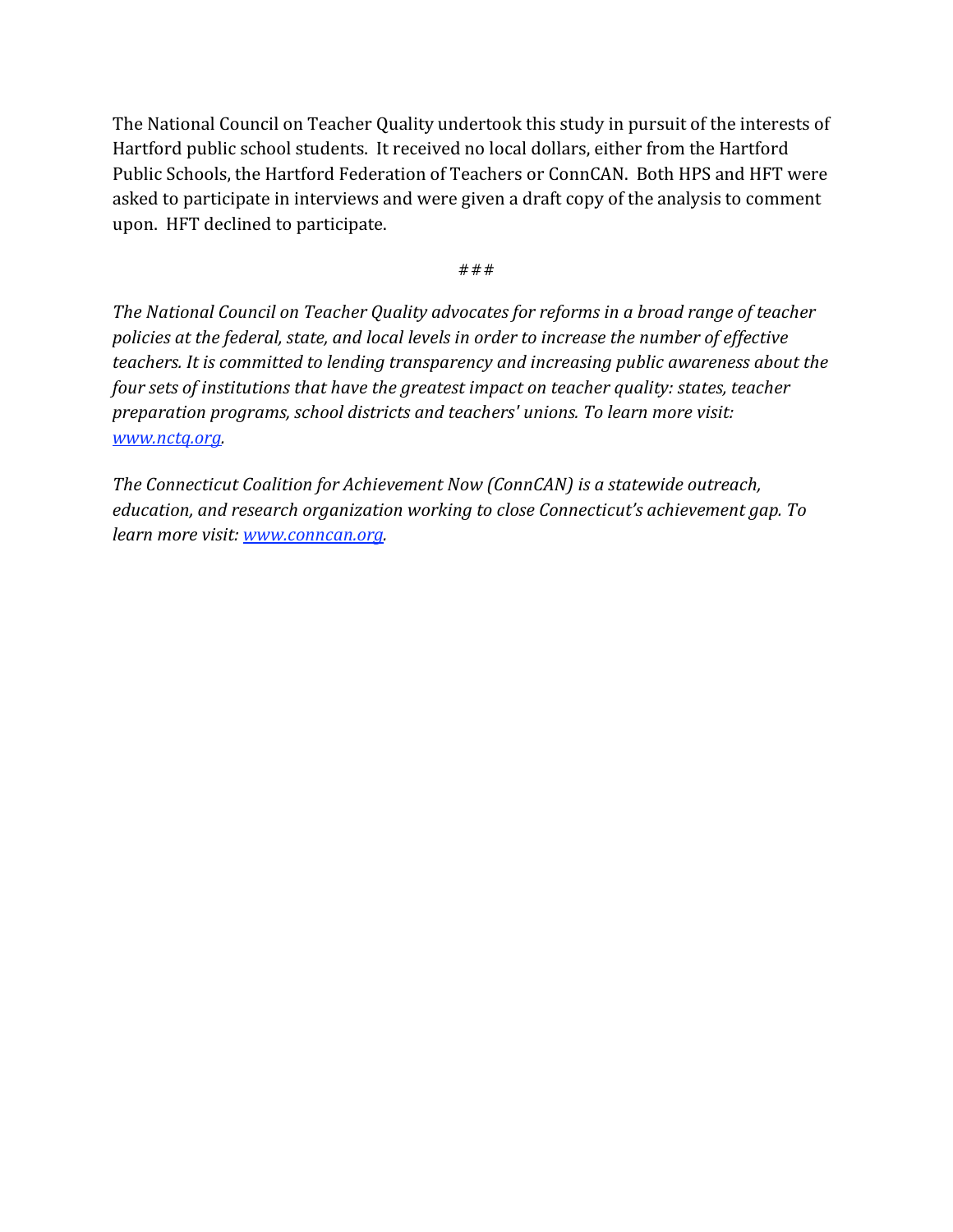The National Council on Teacher Quality undertook this study in pursuit of the interests of Hartford public school students. It received no local dollars, either from the Hartford Public Schools, the Hartford Federation of Teachers or ConnCAN. Both HPS and HFT were asked to participate in interviews and were given a draft copy of the analysis to comment upon. HFT declined to participate.

# # #

*The National Council on Teacher Quality advocates for reforms in a broad range of teacher policies at the federal, state, and local levels in order to increase the number of effective teachers. It is committed to lending transparency and increasing public awareness about the four sets of institutions that have the greatest impact on teacher quality: states, teacher preparation programs, school districts and teachers' unions. To learn more visit: [www.nctq.org](http://www.nctq.org).*

*The Connecticut Coalition for Achievement Now (ConnCAN) is a statewide outreach, education, and research organization working to close Connecticut's achievement gap. To learn more visit: [www.conncan.org](http://www.conncan.org).*